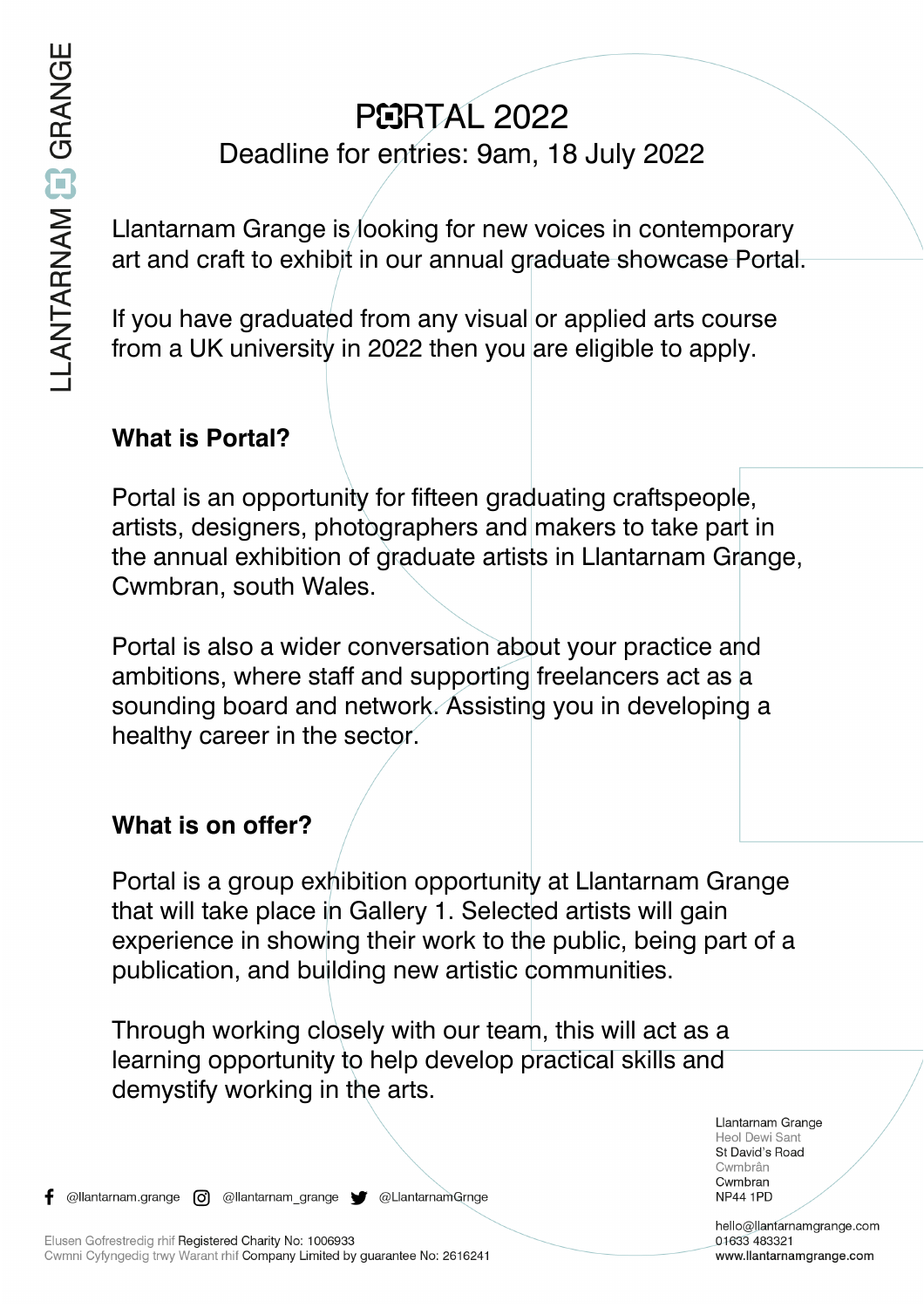# PORTAL 2022

Deadline for entries: 9am, 18 July 2022

Llantarnam Grange is looking for new voices in contemporary art and craft to exhibit in our annual graduate showcase Portal.

If you have graduated from any visual or applied arts course from a UK university in 2022 then you are eligible to apply.

## What is Portal?

Portal is an opportunity for fifteen graduating craftspeople, artists, designers, photographers and makers to take part in the annual exhibition of graduate artists in Llantarnam Grange, Cwmbran, south Wales.

Portal is also a wider conversation about your practice and ambitions, where staff and supporting freelancers act as a sounding board and network. Assisting you in developing a healthy career in the sector.

## What is on offer?

Portal is a group exhibition opportunity at Llantarnam Grange that will take place in Gallery 1. Selected artists will gain experience in showing their work to the public, being part of a publication, and building new artistic communities.

Through working closely with our team, this will act as a learning opportunity to help develop practical skills and demystify working in the arts.

Llantarnam Grange
Heol Dewi Sant
St David's Road
Cwmbrân
Cwmbran
NP44 1PD

hello@llantarnamgrange.com
01633 483321
www.llantarnamgrange.com

@llantarnam.grange @llantarnam_grange @LlantarnamGrnge

Elusen Gofrestredig rhif Registered Charity No: 1006933
Cwmni Cyfyngedig trwy Warant rhif Company Limited by guarantee No: 2616241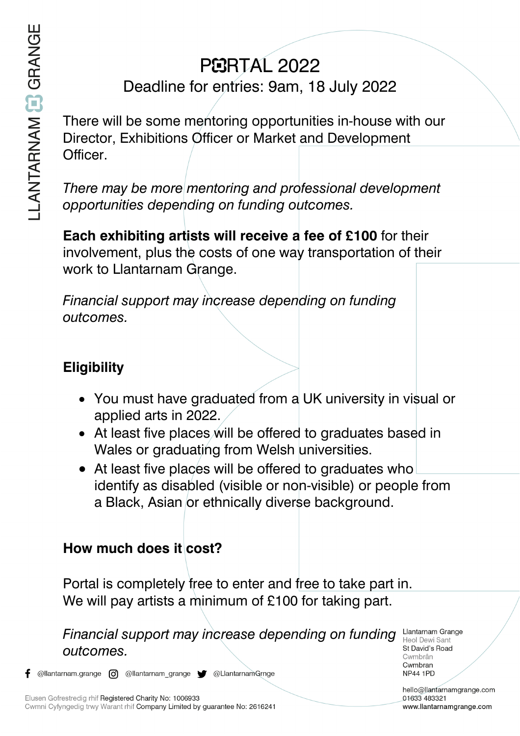# PORTAL 2022

Deadline for entries: 9am, 18 July 2022

There will be some mentoring opportunities in-house with our Director, Exhibitions Officer or Market and Development Officer.

*There may be more mentoring and professional development opportunities depending on funding outcomes.*

**Each exhibiting artists will receive a fee of £100** for their involvement, plus the costs of one way transportation of their work to Llantarnam Grange.

*Financial support may increase depending on funding outcomes.*

## Eligibility

- You must have graduated from a UK university in visual or applied arts in 2022.
- At least five places will be offered to graduates based in Wales or graduating from Welsh universities.
- At least five places will be offered to graduates who identify as disabled (visible or non-visible) or people from a Black, Asian or ethnically diverse background.

## How much does it cost?

Portal is completely free to enter and free to take part in.
We will pay artists a minimum of £100 for taking part.

*Financial support may increase depending on funding outcomes.*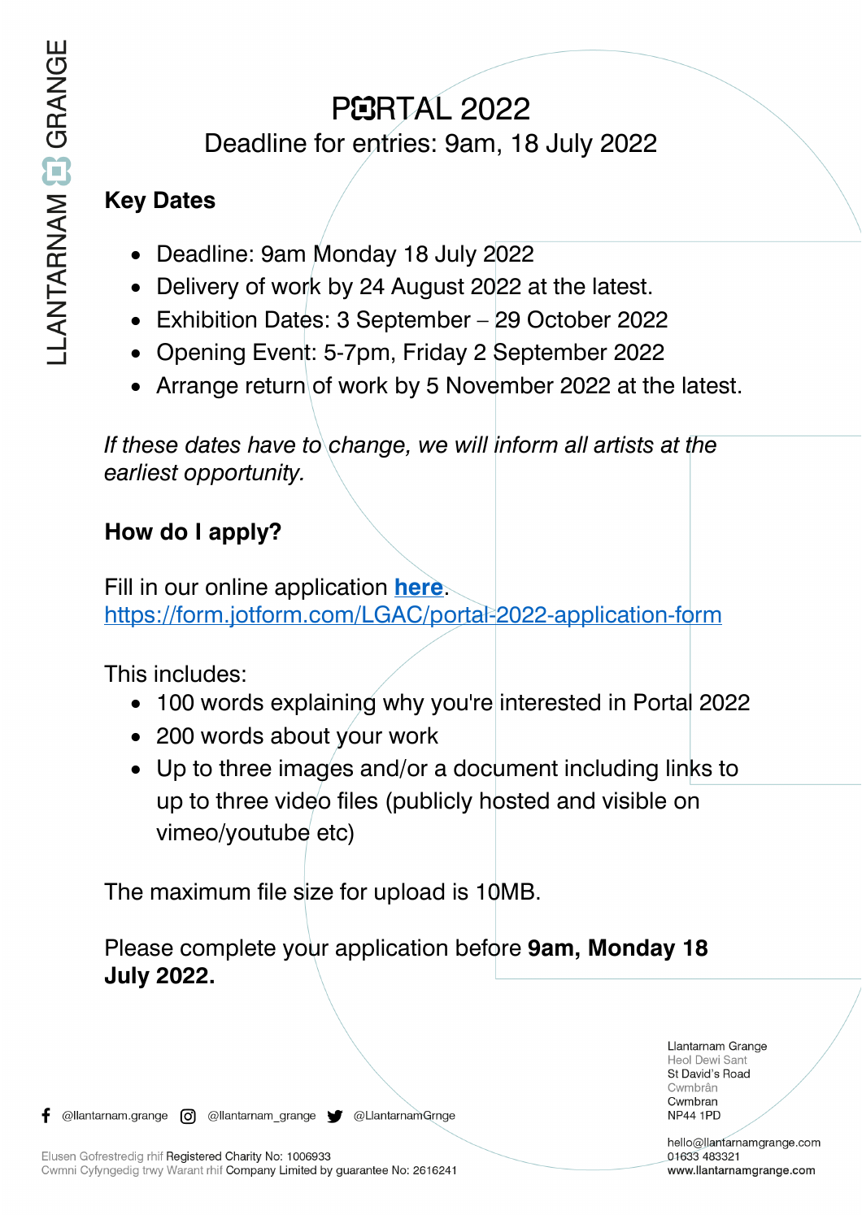# PORTAL 2022

Deadline for entries: 9am, 18 July 2022

## Key Dates

- Deadline: 9am Monday 18 July 2022
- Delivery of work by 24 August 2022 at the latest.
- Exhibition Dates: 3 September – 29 October 2022
- Opening Event: 5-7pm, Friday 2 September 2022
- Arrange return of work by 5 November 2022 at the latest.

*If these dates have to change, we will inform all artists at the earliest opportunity.*

## How do I apply?

Fill in our online application **[here](https://form.jotform.com/LGAC/portal-2022-application-form)**.
https://form.jotform.com/LGAC/portal-2022-application-form

This includes:

- 100 words explaining why you're interested in Portal 2022
- 200 words about your work
- Up to three images and/or a document including links to up to three video files (publicly hosted and visible on vimeo/youtube etc)

The maximum file size for upload is 10MB.

Please complete your application before **9am, Monday 18 July 2022.**

Llantarnam Grange
Heol Dewi Sant
St David's Road
Cwmbrân
Cwmbran
NP44 1PD

hello@llantarnamgrange.com
01633 483321
www.llantarnamgrange.com

@llantarnam.grange @llantarnam_grange @LlantarnamGrnge

Elusen Gofrestredig rhif Registered Charity No: 1006933
Cwmni Cyfyngedig trwy Warant rhif Company Limited by guarantee No: 2616241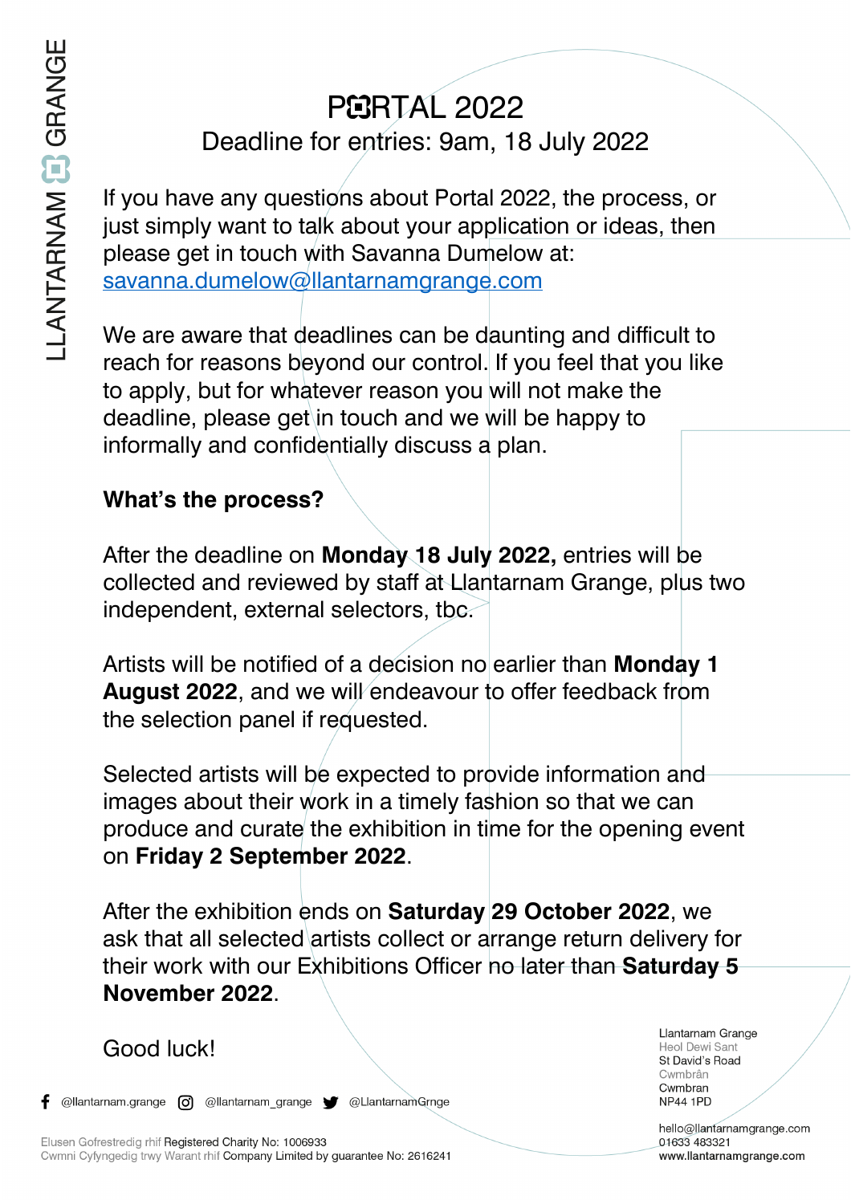# PORTAL 2022

Deadline for entries: 9am, 18 July 2022

If you have any questions about Portal 2022, the process, or just simply want to talk about your application or ideas, then please get in touch with Savanna Dumelow at: savanna.dumelow@llantarnamgrange.com

We are aware that deadlines can be daunting and difficult to reach for reasons beyond our control. If you feel that you like to apply, but for whatever reason you will not make the deadline, please get in touch and we will be happy to informally and confidentially discuss a plan.

## What's the process?

After the deadline on **Monday 18 July 2022,** entries will be collected and reviewed by staff at Llantarnam Grange, plus two independent, external selectors, tbc.

Artists will be notified of a decision no earlier than **Monday 1 August 2022**, and we will endeavour to offer feedback from the selection panel if requested.

Selected artists will be expected to provide information and images about their work in a timely fashion so that we can produce and curate the exhibition in time for the opening event on **Friday 2 September 2022**.

After the exhibition ends on **Saturday 29 October 2022**, we ask that all selected artists collect or arrange return delivery for their work with our Exhibitions Officer no later than **Saturday 5 November 2022**.

Good luck!

@llantarnam.grange @llantarnam_grange @LlantarnamGrnge

Elusen Gofrestredig rhif Registered Charity No: 1006933
Cwmni Cyfyngedig trwy Warant rhif Company Limited by guarantee No: 2616241

Llantarnam Grange
Heol Dewi Sant
St David's Road
Cwmbrân
Cwmbran
NP44 1PD

hello@llantarnamgrange.com
01633 483321
www.llantarnamgrange.com